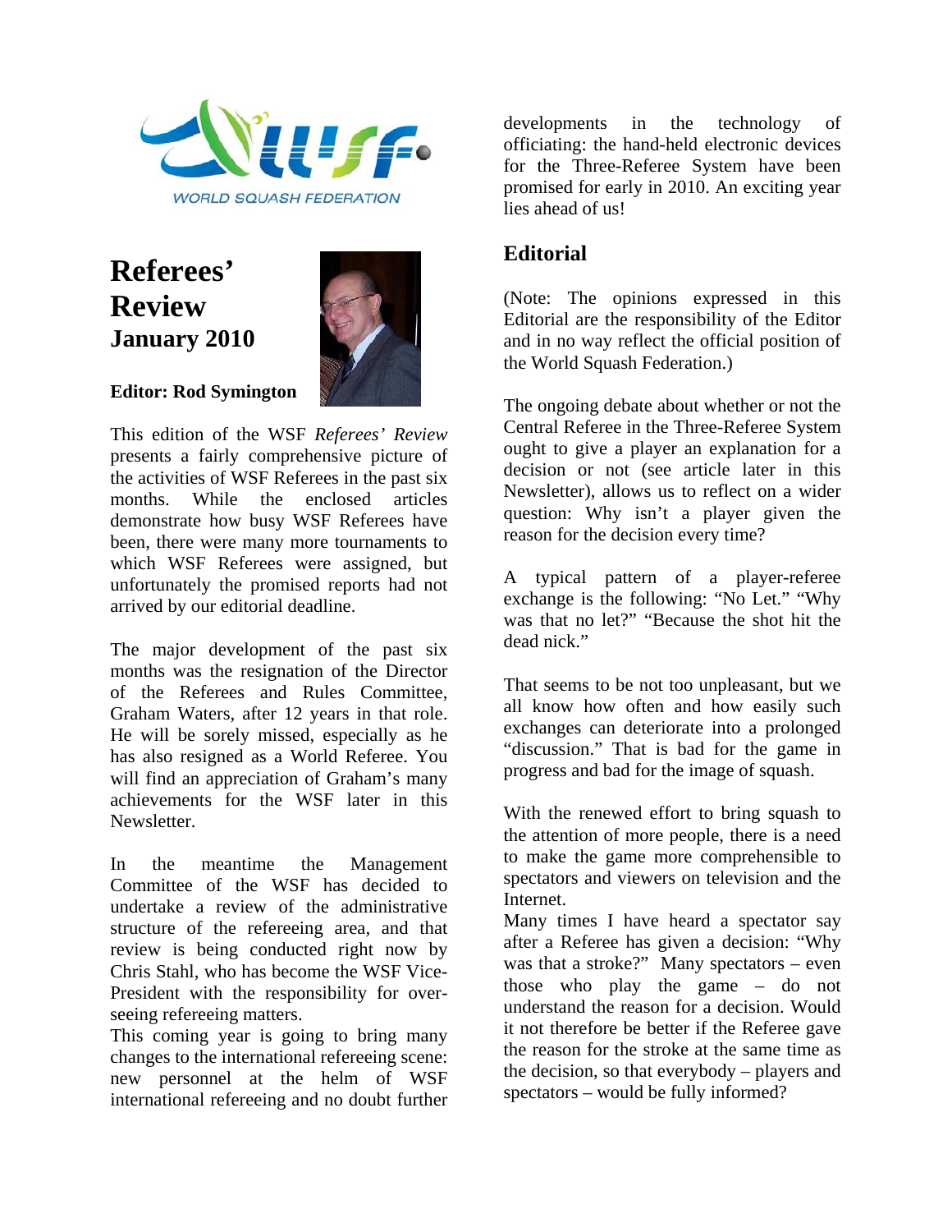WORLD SQUASH FEDERATION

# Referees' Review
## January 2010

**Editor: Rod Symington**

This edition of the WSF *Referees' Review* presents a fairly comprehensive picture of the activities of WSF Referees in the past six months. While the enclosed articles demonstrate how busy WSF Referees have been, there were many more tournaments to which WSF Referees were assigned, but unfortunately the promised reports had not arrived by our editorial deadline.

The major development of the past six months was the resignation of the Director of the Referees and Rules Committee, Graham Waters, after 12 years in that role. He will be sorely missed, especially as he has also resigned as a World Referee. You will find an appreciation of Graham's many achievements for the WSF later in this Newsletter.

In the meantime the Management Committee of the WSF has decided to undertake a review of the administrative structure of the refereeing area, and that review is being conducted right now by Chris Stahl, who has become the WSF Vice-President with the responsibility for over-seeing refereeing matters.
This coming year is going to bring many changes to the international refereeing scene: new personnel at the helm of WSF international refereeing and no doubt further developments in the technology of officiating: the hand-held electronic devices for the Three-Referee System have been promised for early in 2010. An exciting year lies ahead of us!

## Editorial

(Note: The opinions expressed in this Editorial are the responsibility of the Editor and in no way reflect the official position of the World Squash Federation.)

The ongoing debate about whether or not the Central Referee in the Three-Referee System ought to give a player an explanation for a decision or not (see article later in this Newsletter), allows us to reflect on a wider question: Why isn't a player given the reason for the decision every time?

A typical pattern of a player-referee exchange is the following: "No Let." "Why was that no let?" "Because the shot hit the dead nick."

That seems to be not too unpleasant, but we all know how often and how easily such exchanges can deteriorate into a prolonged "discussion." That is bad for the game in progress and bad for the image of squash.

With the renewed effort to bring squash to the attention of more people, there is a need to make the game more comprehensible to spectators and viewers on television and the Internet.
Many times I have heard a spectator say after a Referee has given a decision: "Why was that a stroke?" Many spectators – even those who play the game – do not understand the reason for a decision. Would it not therefore be better if the Referee gave the reason for the stroke at the same time as the decision, so that everybody – players and spectators – would be fully informed?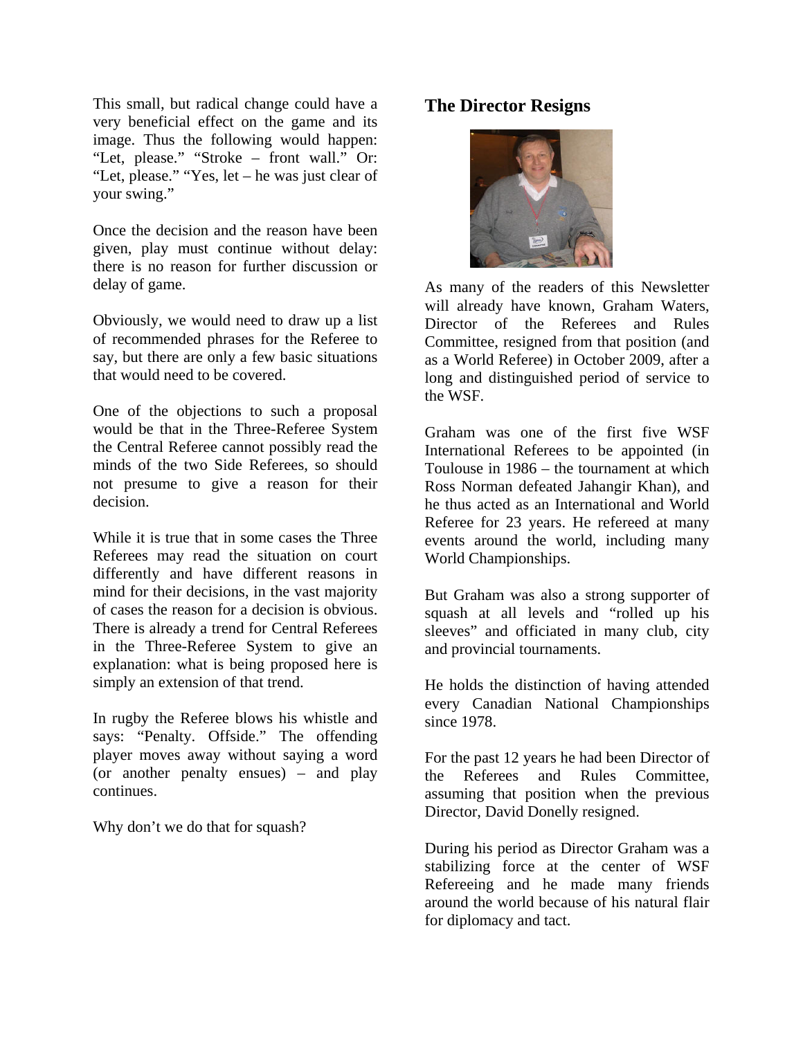This small, but radical change could have a very beneficial effect on the game and its image. Thus the following would happen: "Let, please." "Stroke – front wall." Or: "Let, please." "Yes, let – he was just clear of your swing."

Once the decision and the reason have been given, play must continue without delay: there is no reason for further discussion or delay of game.

Obviously, we would need to draw up a list of recommended phrases for the Referee to say, but there are only a few basic situations that would need to be covered.

One of the objections to such a proposal would be that in the Three-Referee System the Central Referee cannot possibly read the minds of the two Side Referees, so should not presume to give a reason for their decision.

While it is true that in some cases the Three Referees may read the situation on court differently and have different reasons in mind for their decisions, in the vast majority of cases the reason for a decision is obvious. There is already a trend for Central Referees in the Three-Referee System to give an explanation: what is being proposed here is simply an extension of that trend.

In rugby the Referee blows his whistle and says: "Penalty. Offside." The offending player moves away without saying a word (or another penalty ensues) – and play continues.

Why don't we do that for squash?

## The Director Resigns

As many of the readers of this Newsletter will already have known, Graham Waters, Director of the Referees and Rules Committee, resigned from that position (and as a World Referee) in October 2009, after a long and distinguished period of service to the WSF.

Graham was one of the first five WSF International Referees to be appointed (in Toulouse in 1986 – the tournament at which Ross Norman defeated Jahangir Khan), and he thus acted as an International and World Referee for 23 years. He refereed at many events around the world, including many World Championships.

But Graham was also a strong supporter of squash at all levels and "rolled up his sleeves" and officiated in many club, city and provincial tournaments.

He holds the distinction of having attended every Canadian National Championships since 1978.

For the past 12 years he had been Director of the Referees and Rules Committee, assuming that position when the previous Director, David Donelly resigned.

During his period as Director Graham was a stabilizing force at the center of WSF Refereeing and he made many friends around the world because of his natural flair for diplomacy and tact.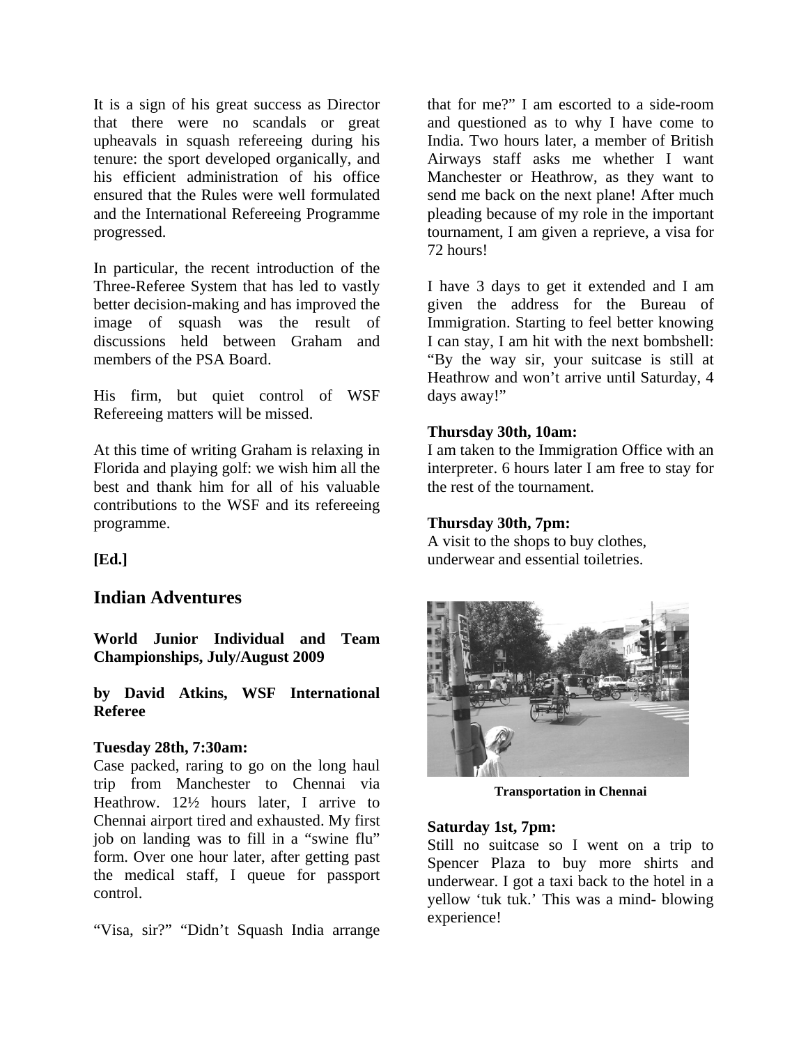It is a sign of his great success as Director that there were no scandals or great upheavals in squash refereeing during his tenure: the sport developed organically, and his efficient administration of his office ensured that the Rules were well formulated and the International Refereeing Programme progressed.

In particular, the recent introduction of the Three-Referee System that has led to vastly better decision-making and has improved the image of squash was the result of discussions held between Graham and members of the PSA Board.

His firm, but quiet control of WSF Refereeing matters will be missed.

At this time of writing Graham is relaxing in Florida and playing golf: we wish him all the best and thank him for all of his valuable contributions to the WSF and its refereeing programme.

**[Ed.]**

## Indian Adventures

**World Junior Individual and Team Championships, July/August 2009**

**by David Atkins, WSF International Referee**

**Tuesday 28th, 7:30am:**
Case packed, raring to go on the long haul trip from Manchester to Chennai via Heathrow. 12½ hours later, I arrive to Chennai airport tired and exhausted. My first job on landing was to fill in a "swine flu" form. Over one hour later, after getting past the medical staff, I queue for passport control.

"Visa, sir?" "Didn't Squash India arrange that for me?" I am escorted to a side-room and questioned as to why I have come to India. Two hours later, a member of British Airways staff asks me whether I want Manchester or Heathrow, as they want to send me back on the next plane! After much pleading because of my role in the important tournament, I am given a reprieve, a visa for 72 hours!

I have 3 days to get it extended and I am given the address for the Bureau of Immigration. Starting to feel better knowing I can stay, I am hit with the next bombshell: "By the way sir, your suitcase is still at Heathrow and won't arrive until Saturday, 4 days away!"

**Thursday 30th, 10am:**
I am taken to the Immigration Office with an interpreter. 6 hours later I am free to stay for the rest of the tournament.

**Thursday 30th, 7pm:**
A visit to the shops to buy clothes, underwear and essential toiletries.

**Transportation in Chennai**

**Saturday 1st, 7pm:**
Still no suitcase so I went on a trip to Spencer Plaza to buy more shirts and underwear. I got a taxi back to the hotel in a yellow 'tuk tuk.' This was a mind- blowing experience!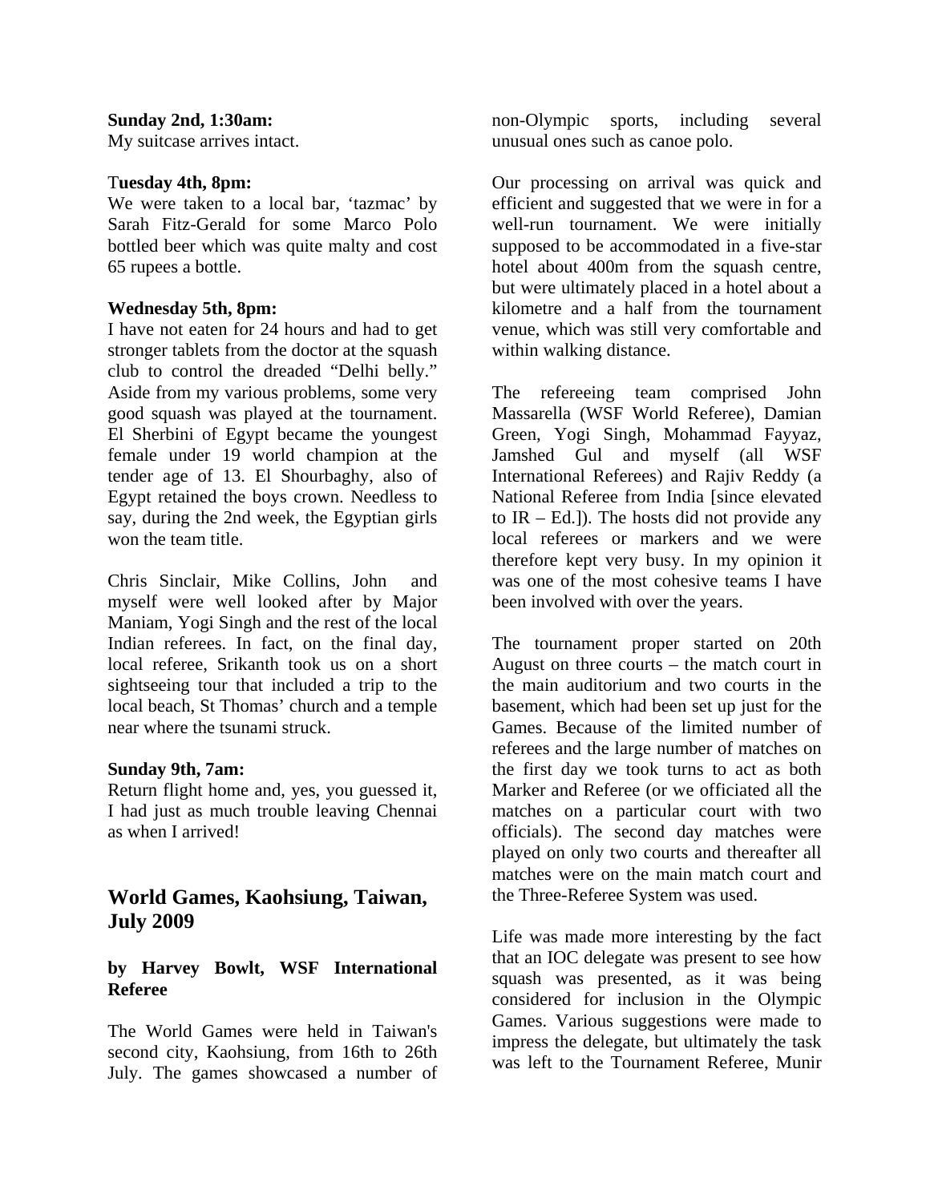**Sunday 2nd, 1:30am:**
My suitcase arrives intact.

**Tuesday 4th, 8pm:**
We were taken to a local bar, 'tazmac' by Sarah Fitz-Gerald for some Marco Polo bottled beer which was quite malty and cost 65 rupees a bottle.

**Wednesday 5th, 8pm:**
I have not eaten for 24 hours and had to get stronger tablets from the doctor at the squash club to control the dreaded "Delhi belly." Aside from my various problems, some very good squash was played at the tournament. El Sherbini of Egypt became the youngest female under 19 world champion at the tender age of 13. El Shourbaghy, also of Egypt retained the boys crown. Needless to say, during the 2nd week, the Egyptian girls won the team title.

Chris Sinclair, Mike Collins, John and myself were well looked after by Major Maniam, Yogi Singh and the rest of the local Indian referees. In fact, on the final day, local referee, Srikanth took us on a short sightseeing tour that included a trip to the local beach, St Thomas' church and a temple near where the tsunami struck.

**Sunday 9th, 7am:**
Return flight home and, yes, you guessed it, I had just as much trouble leaving Chennai as when I arrived!

## World Games, Kaohsiung, Taiwan, July 2009

**by Harvey Bowlt, WSF International Referee**

The World Games were held in Taiwan's second city, Kaohsiung, from 16th to 26th July. The games showcased a number of non-Olympic sports, including several unusual ones such as canoe polo.

Our processing on arrival was quick and efficient and suggested that we were in for a well-run tournament. We were initially supposed to be accommodated in a five-star hotel about 400m from the squash centre, but were ultimately placed in a hotel about a kilometre and a half from the tournament venue, which was still very comfortable and within walking distance.

The refereeing team comprised John Massarella (WSF World Referee), Damian Green, Yogi Singh, Mohammad Fayyaz, Jamshed Gul and myself (all WSF International Referees) and Rajiv Reddy (a National Referee from India [since elevated to IR – Ed.]). The hosts did not provide any local referees or markers and we were therefore kept very busy. In my opinion it was one of the most cohesive teams I have been involved with over the years.

The tournament proper started on 20th August on three courts – the match court in the main auditorium and two courts in the basement, which had been set up just for the Games. Because of the limited number of referees and the large number of matches on the first day we took turns to act as both Marker and Referee (or we officiated all the matches on a particular court with two officials). The second day matches were played on only two courts and thereafter all matches were on the main match court and the Three-Referee System was used.

Life was made more interesting by the fact that an IOC delegate was present to see how squash was presented, as it was being considered for inclusion in the Olympic Games. Various suggestions were made to impress the delegate, but ultimately the task was left to the Tournament Referee, Munir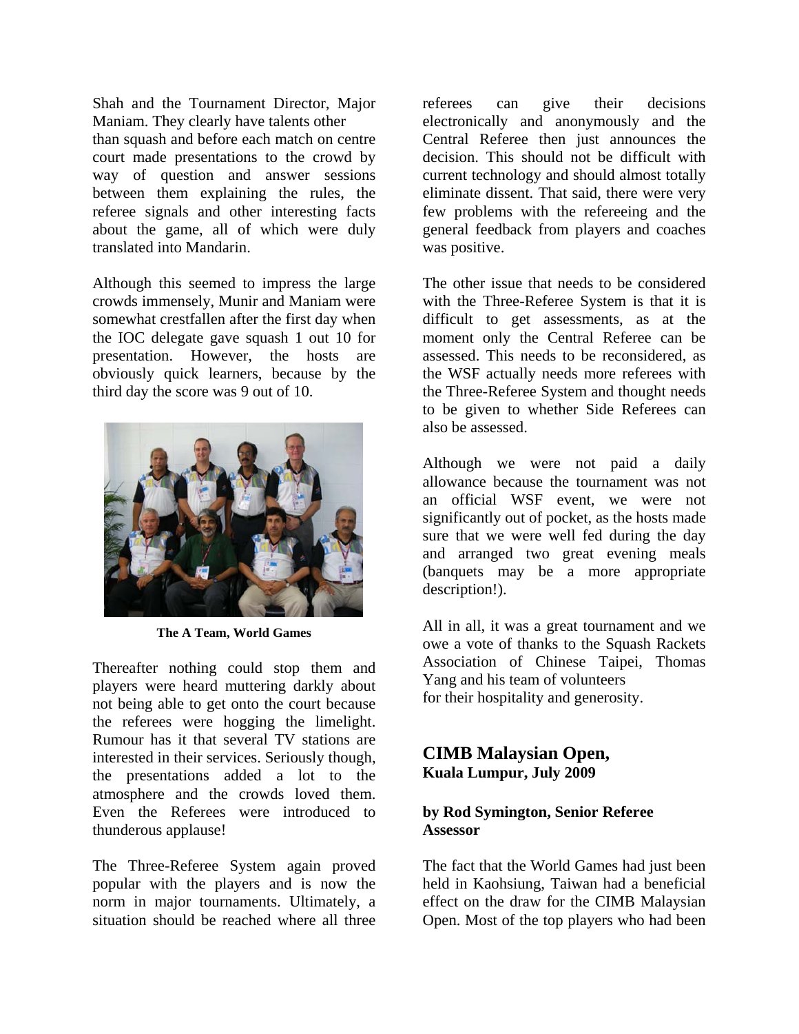Shah and the Tournament Director, Major Maniam. They clearly have talents other than squash and before each match on centre court made presentations to the crowd by way of question and answer sessions between them explaining the rules, the referee signals and other interesting facts about the game, all of which were duly translated into Mandarin.

Although this seemed to impress the large crowds immensely, Munir and Maniam were somewhat crestfallen after the first day when the IOC delegate gave squash 1 out 10 for presentation. However, the hosts are obviously quick learners, because by the third day the score was 9 out of 10.

**The A Team, World Games**

Thereafter nothing could stop them and players were heard muttering darkly about not being able to get onto the court because the referees were hogging the limelight. Rumour has it that several TV stations are interested in their services. Seriously though, the presentations added a lot to the atmosphere and the crowds loved them. Even the Referees were introduced to thunderous applause!

The Three-Referee System again proved popular with the players and is now the norm in major tournaments. Ultimately, a situation should be reached where all three referees can give their decisions electronically and anonymously and the Central Referee then just announces the decision. This should not be difficult with current technology and should almost totally eliminate dissent. That said, there were very few problems with the refereeing and the general feedback from players and coaches was positive.

The other issue that needs to be considered with the Three-Referee System is that it is difficult to get assessments, as at the moment only the Central Referee can be assessed. This needs to be reconsidered, as the WSF actually needs more referees with the Three-Referee System and thought needs to be given to whether Side Referees can also be assessed.

Although we were not paid a daily allowance because the tournament was not an official WSF event, we were not significantly out of pocket, as the hosts made sure that we were well fed during the day and arranged two great evening meals (banquets may be a more appropriate description!).

All in all, it was a great tournament and we owe a vote of thanks to the Squash Rackets Association of Chinese Taipei, Thomas Yang and his team of volunteers for their hospitality and generosity.

## CIMB Malaysian Open, Kuala Lumpur, July 2009

**by Rod Symington, Senior Referee Assessor**

The fact that the World Games had just been held in Kaohsiung, Taiwan had a beneficial effect on the draw for the CIMB Malaysian Open. Most of the top players who had been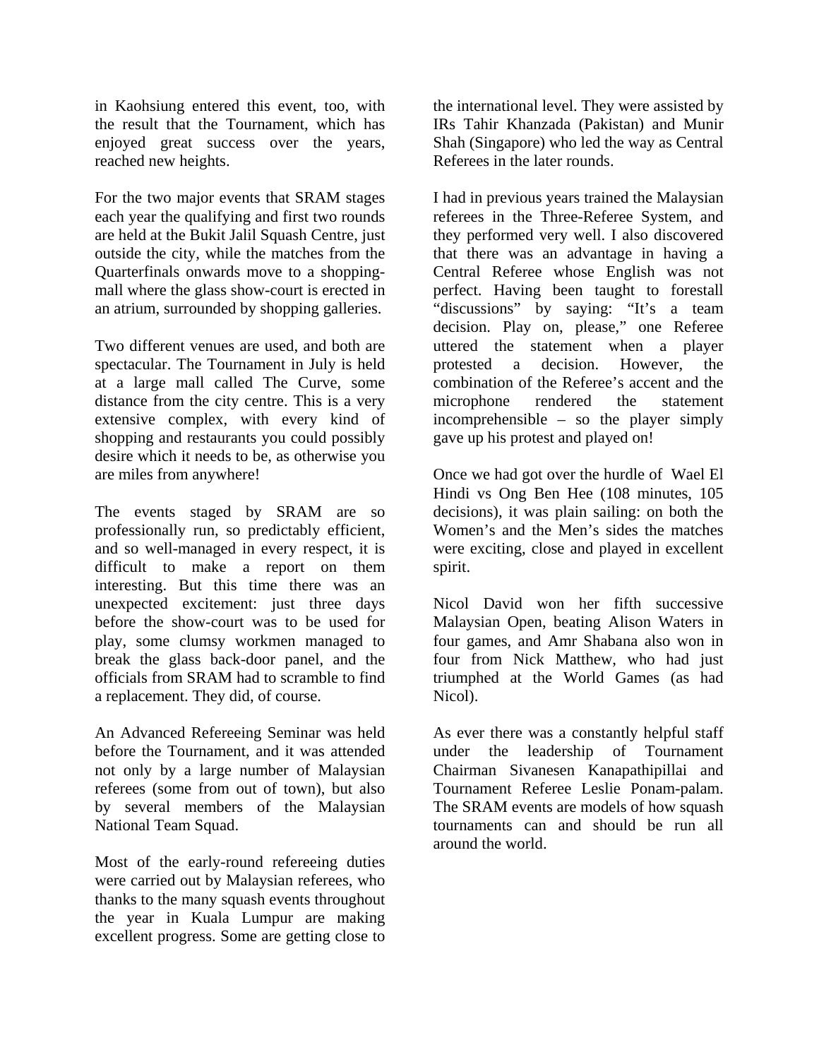in Kaohsiung entered this event, too, with the result that the Tournament, which has enjoyed great success over the years, reached new heights.

For the two major events that SRAM stages each year the qualifying and first two rounds are held at the Bukit Jalil Squash Centre, just outside the city, while the matches from the Quarterfinals onwards move to a shopping-mall where the glass show-court is erected in an atrium, surrounded by shopping galleries.

Two different venues are used, and both are spectacular. The Tournament in July is held at a large mall called The Curve, some distance from the city centre. This is a very extensive complex, with every kind of shopping and restaurants you could possibly desire which it needs to be, as otherwise you are miles from anywhere!

The events staged by SRAM are so professionally run, so predictably efficient, and so well-managed in every respect, it is difficult to make a report on them interesting. But this time there was an unexpected excitement: just three days before the show-court was to be used for play, some clumsy workmen managed to break the glass back-door panel, and the officials from SRAM had to scramble to find a replacement. They did, of course.

An Advanced Refereeing Seminar was held before the Tournament, and it was attended not only by a large number of Malaysian referees (some from out of town), but also by several members of the Malaysian National Team Squad.

Most of the early-round refereeing duties were carried out by Malaysian referees, who thanks to the many squash events throughout the year in Kuala Lumpur are making excellent progress. Some are getting close to the international level. They were assisted by IRs Tahir Khanzada (Pakistan) and Munir Shah (Singapore) who led the way as Central Referees in the later rounds.

I had in previous years trained the Malaysian referees in the Three-Referee System, and they performed very well. I also discovered that there was an advantage in having a Central Referee whose English was not perfect. Having been taught to forestall "discussions" by saying: "It's a team decision. Play on, please," one Referee uttered the statement when a player protested a decision. However, the combination of the Referee's accent and the microphone rendered the statement incomprehensible – so the player simply gave up his protest and played on!

Once we had got over the hurdle of Wael El Hindi vs Ong Ben Hee (108 minutes, 105 decisions), it was plain sailing: on both the Women's and the Men's sides the matches were exciting, close and played in excellent spirit.

Nicol David won her fifth successive Malaysian Open, beating Alison Waters in four games, and Amr Shabana also won in four from Nick Matthew, who had just triumphed at the World Games (as had Nicol).

As ever there was a constantly helpful staff under the leadership of Tournament Chairman Sivanesen Kanapathipillai and Tournament Referee Leslie Ponam-palam. The SRAM events are models of how squash tournaments can and should be run all around the world.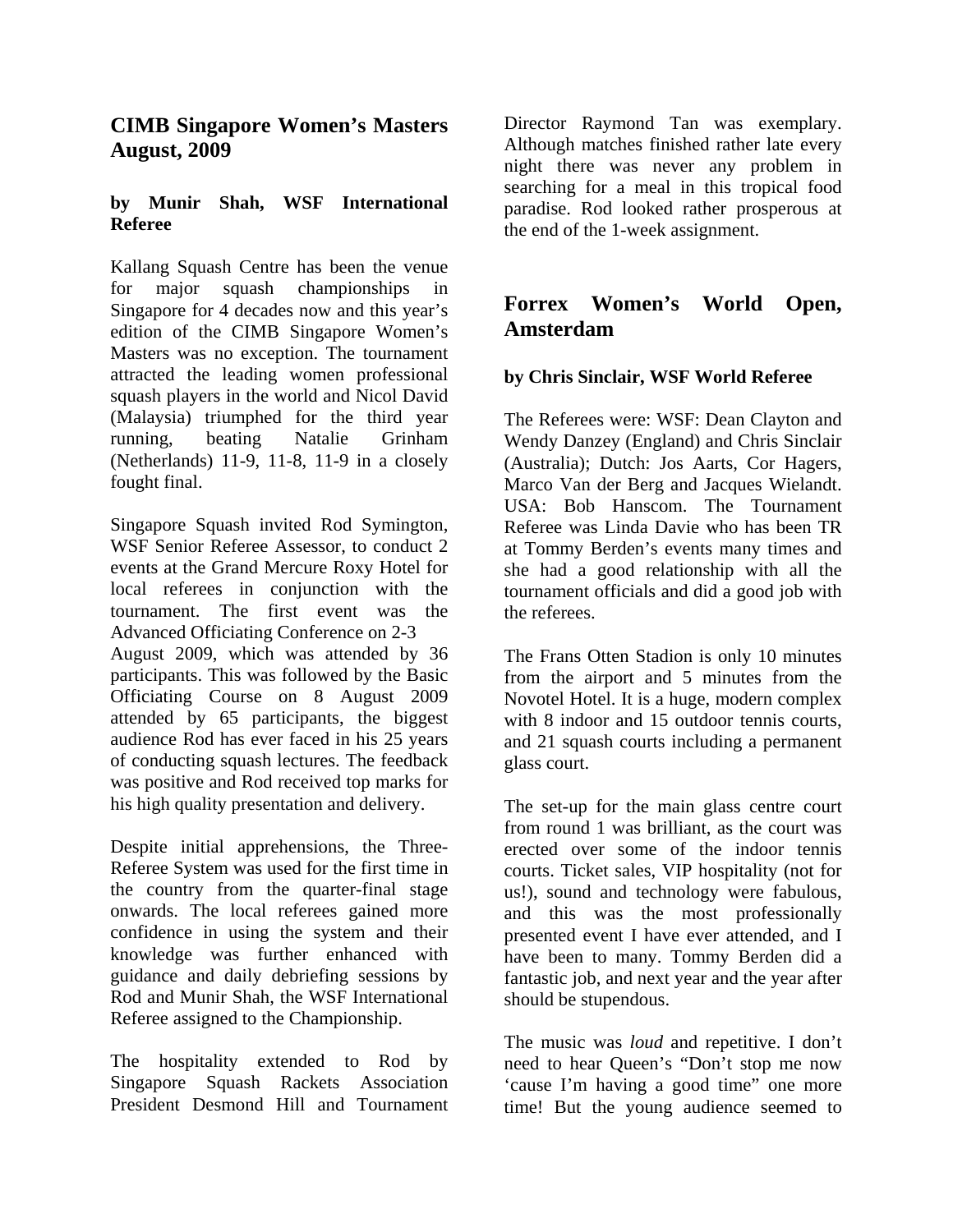## CIMB Singapore Women's Masters August, 2009

**by Munir Shah, WSF International Referee**

Kallang Squash Centre has been the venue for major squash championships in Singapore for 4 decades now and this year's edition of the CIMB Singapore Women's Masters was no exception. The tournament attracted the leading women professional squash players in the world and Nicol David (Malaysia) triumphed for the third year running, beating Natalie Grinham (Netherlands) 11-9, 11-8, 11-9 in a closely fought final.

Singapore Squash invited Rod Symington, WSF Senior Referee Assessor, to conduct 2 events at the Grand Mercure Roxy Hotel for local referees in conjunction with the tournament. The first event was the Advanced Officiating Conference on 2-3 August 2009, which was attended by 36 participants. This was followed by the Basic Officiating Course on 8 August 2009 attended by 65 participants, the biggest audience Rod has ever faced in his 25 years of conducting squash lectures. The feedback was positive and Rod received top marks for his high quality presentation and delivery.

Despite initial apprehensions, the Three-Referee System was used for the first time in the country from the quarter-final stage onwards. The local referees gained more confidence in using the system and their knowledge was further enhanced with guidance and daily debriefing sessions by Rod and Munir Shah, the WSF International Referee assigned to the Championship.

The hospitality extended to Rod by Singapore Squash Rackets Association President Desmond Hill and Tournament Director Raymond Tan was exemplary. Although matches finished rather late every night there was never any problem in searching for a meal in this tropical food paradise. Rod looked rather prosperous at the end of the 1-week assignment.

## Forrex Women's World Open, Amsterdam

**by Chris Sinclair, WSF World Referee**

The Referees were: WSF: Dean Clayton and Wendy Danzey (England) and Chris Sinclair (Australia); Dutch: Jos Aarts, Cor Hagers, Marco Van der Berg and Jacques Wielandt. USA: Bob Hanscom. The Tournament Referee was Linda Davie who has been TR at Tommy Berden's events many times and she had a good relationship with all the tournament officials and did a good job with the referees.

The Frans Otten Stadion is only 10 minutes from the airport and 5 minutes from the Novotel Hotel. It is a huge, modern complex with 8 indoor and 15 outdoor tennis courts, and 21 squash courts including a permanent glass court.

The set-up for the main glass centre court from round 1 was brilliant, as the court was erected over some of the indoor tennis courts. Ticket sales, VIP hospitality (not for us!), sound and technology were fabulous, and this was the most professionally presented event I have ever attended, and I have been to many. Tommy Berden did a fantastic job, and next year and the year after should be stupendous.

The music was *loud* and repetitive. I don't need to hear Queen's "Don't stop me now 'cause I'm having a good time" one more time! But the young audience seemed to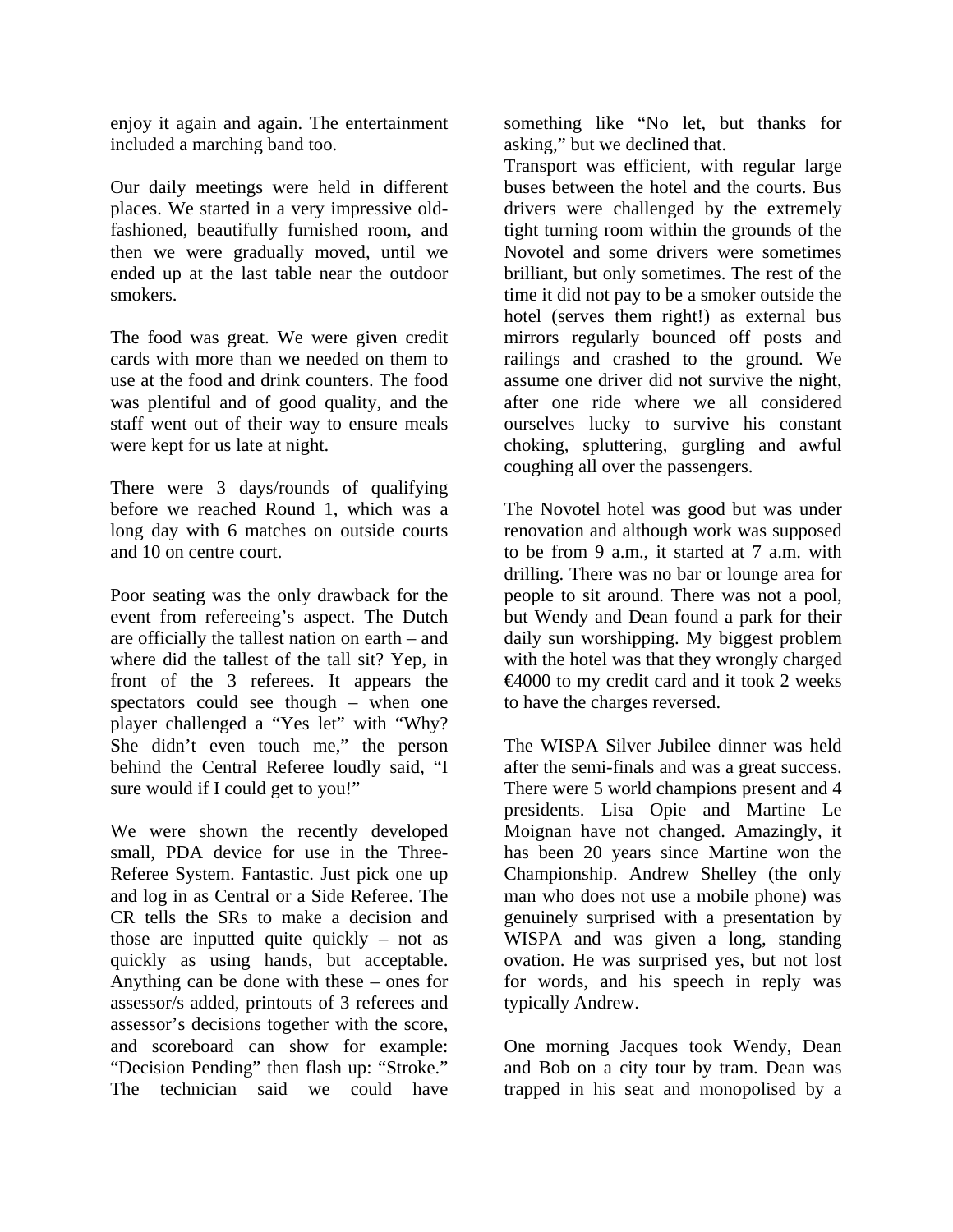enjoy it again and again. The entertainment included a marching band too.

Our daily meetings were held in different places. We started in a very impressive old-fashioned, beautifully furnished room, and then we were gradually moved, until we ended up at the last table near the outdoor smokers.

The food was great. We were given credit cards with more than we needed on them to use at the food and drink counters. The food was plentiful and of good quality, and the staff went out of their way to ensure meals were kept for us late at night.

There were 3 days/rounds of qualifying before we reached Round 1, which was a long day with 6 matches on outside courts and 10 on centre court.

Poor seating was the only drawback for the event from refereeing's aspect. The Dutch are officially the tallest nation on earth – and where did the tallest of the tall sit? Yep, in front of the 3 referees. It appears the spectators could see though – when one player challenged a "Yes let" with "Why? She didn't even touch me," the person behind the Central Referee loudly said, "I sure would if I could get to you!"

We were shown the recently developed small, PDA device for use in the Three-Referee System. Fantastic. Just pick one up and log in as Central or a Side Referee. The CR tells the SRs to make a decision and those are inputted quite quickly – not as quickly as using hands, but acceptable. Anything can be done with these – ones for assessor/s added, printouts of 3 referees and assessor's decisions together with the score, and scoreboard can show for example: "Decision Pending" then flash up: "Stroke." The technician said we could have something like "No let, but thanks for asking," but we declined that.

Transport was efficient, with regular large buses between the hotel and the courts. Bus drivers were challenged by the extremely tight turning room within the grounds of the Novotel and some drivers were sometimes brilliant, but only sometimes. The rest of the time it did not pay to be a smoker outside the hotel (serves them right!) as external bus mirrors regularly bounced off posts and railings and crashed to the ground. We assume one driver did not survive the night, after one ride where we all considered ourselves lucky to survive his constant choking, spluttering, gurgling and awful coughing all over the passengers.

The Novotel hotel was good but was under renovation and although work was supposed to be from 9 a.m., it started at 7 a.m. with drilling. There was no bar or lounge area for people to sit around. There was not a pool, but Wendy and Dean found a park for their daily sun worshipping. My biggest problem with the hotel was that they wrongly charged €4000 to my credit card and it took 2 weeks to have the charges reversed.

The WISPA Silver Jubilee dinner was held after the semi-finals and was a great success. There were 5 world champions present and 4 presidents. Lisa Opie and Martine Le Moignan have not changed. Amazingly, it has been 20 years since Martine won the Championship. Andrew Shelley (the only man who does not use a mobile phone) was genuinely surprised with a presentation by WISPA and was given a long, standing ovation. He was surprised yes, but not lost for words, and his speech in reply was typically Andrew.

One morning Jacques took Wendy, Dean and Bob on a city tour by tram. Dean was trapped in his seat and monopolised by a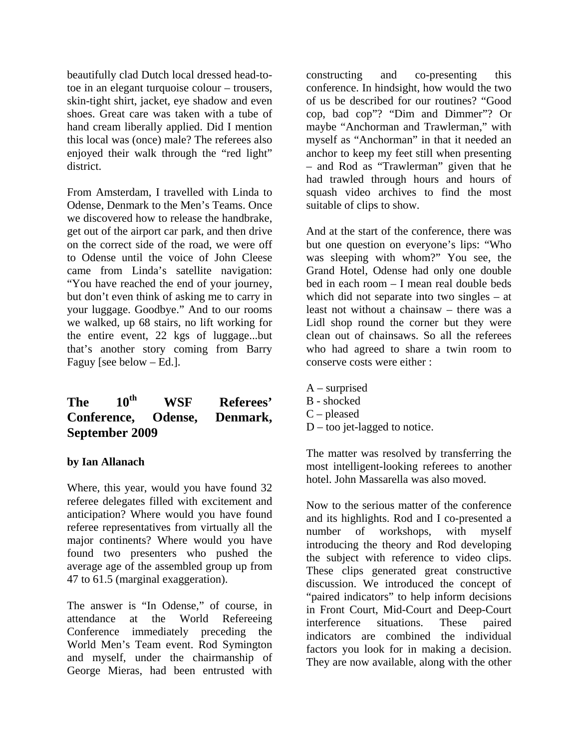beautifully clad Dutch local dressed head-to-toe in an elegant turquoise colour – trousers, skin-tight shirt, jacket, eye shadow and even shoes. Great care was taken with a tube of hand cream liberally applied. Did I mention this local was (once) male? The referees also enjoyed their walk through the "red light" district.

From Amsterdam, I travelled with Linda to Odense, Denmark to the Men's Teams. Once we discovered how to release the handbrake, get out of the airport car park, and then drive on the correct side of the road, we were off to Odense until the voice of John Cleese came from Linda's satellite navigation: "You have reached the end of your journey, but don't even think of asking me to carry in your luggage. Goodbye." And to our rooms we walked, up 68 stairs, no lift working for the entire event, 22 kgs of luggage...but that's another story coming from Barry Faguy [see below – Ed.].

## The 10th WSF Referees' Conference, Odense, Denmark, September 2009

**by Ian Allanach**

Where, this year, would you have found 32 referee delegates filled with excitement and anticipation? Where would you have found referee representatives from virtually all the major continents? Where would you have found two presenters who pushed the average age of the assembled group up from 47 to 61.5 (marginal exaggeration).

The answer is "In Odense," of course, in attendance at the World Refereeing Conference immediately preceding the World Men's Team event. Rod Symington and myself, under the chairmanship of George Mieras, had been entrusted with constructing and co-presenting this conference. In hindsight, how would the two of us be described for our routines? "Good cop, bad cop"? "Dim and Dimmer"? Or maybe "Anchorman and Trawlerman," with myself as "Anchorman" in that it needed an anchor to keep my feet still when presenting – and Rod as "Trawlerman" given that he had trawled through hours and hours of squash video archives to find the most suitable of clips to show.

And at the start of the conference, there was but one question on everyone's lips: "Who was sleeping with whom?" You see, the Grand Hotel, Odense had only one double bed in each room – I mean real double beds which did not separate into two singles – at least not without a chainsaw – there was a Lidl shop round the corner but they were clean out of chainsaws. So all the referees who had agreed to share a twin room to conserve costs were either :

A – surprised
B - shocked
C – pleased
D – too jet-lagged to notice.

The matter was resolved by transferring the most intelligent-looking referees to another hotel. John Massarella was also moved.

Now to the serious matter of the conference and its highlights. Rod and I co-presented a number of workshops, with myself introducing the theory and Rod developing the subject with reference to video clips. These clips generated great constructive discussion. We introduced the concept of "paired indicators" to help inform decisions in Front Court, Mid-Court and Deep-Court interference situations. These paired indicators are combined the individual factors you look for in making a decision. They are now available, along with the other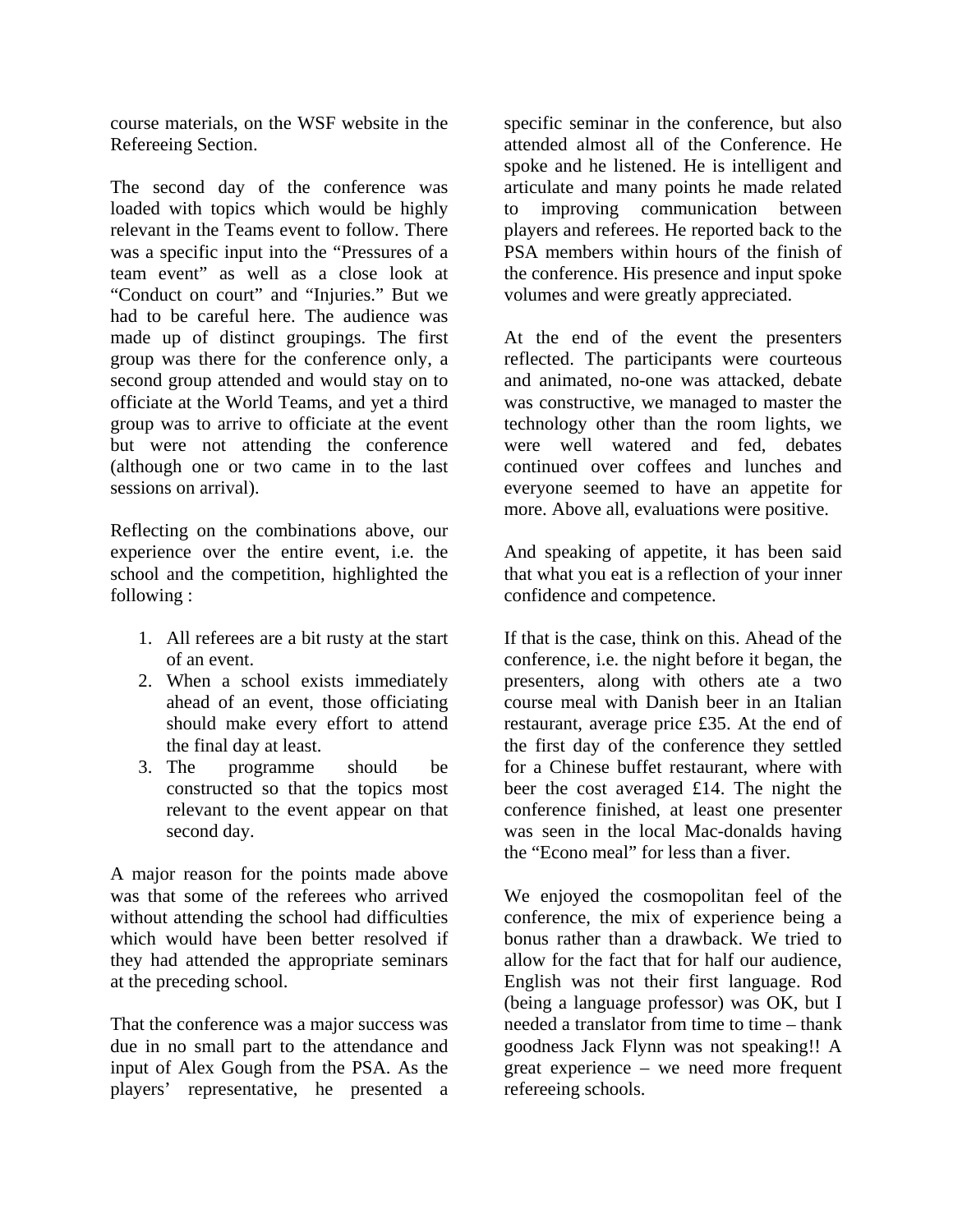course materials, on the WSF website in the Refereeing Section.

The second day of the conference was loaded with topics which would be highly relevant in the Teams event to follow. There was a specific input into the "Pressures of a team event" as well as a close look at "Conduct on court" and "Injuries." But we had to be careful here. The audience was made up of distinct groupings. The first group was there for the conference only, a second group attended and would stay on to officiate at the World Teams, and yet a third group was to arrive to officiate at the event but were not attending the conference (although one or two came in to the last sessions on arrival).

Reflecting on the combinations above, our experience over the entire event, i.e. the school and the competition, highlighted the following :

1. All referees are a bit rusty at the start of an event.
2. When a school exists immediately ahead of an event, those officiating should make every effort to attend the final day at least.
3. The programme should be constructed so that the topics most relevant to the event appear on that second day.

A major reason for the points made above was that some of the referees who arrived without attending the school had difficulties which would have been better resolved if they had attended the appropriate seminars at the preceding school.

That the conference was a major success was due in no small part to the attendance and input of Alex Gough from the PSA. As the players' representative, he presented a specific seminar in the conference, but also attended almost all of the Conference. He spoke and he listened. He is intelligent and articulate and many points he made related to improving communication between players and referees. He reported back to the PSA members within hours of the finish of the conference. His presence and input spoke volumes and were greatly appreciated.

At the end of the event the presenters reflected. The participants were courteous and animated, no-one was attacked, debate was constructive, we managed to master the technology other than the room lights, we were well watered and fed, debates continued over coffees and lunches and everyone seemed to have an appetite for more. Above all, evaluations were positive.

And speaking of appetite, it has been said that what you eat is a reflection of your inner confidence and competence.

If that is the case, think on this. Ahead of the conference, i.e. the night before it began, the presenters, along with others ate a two course meal with Danish beer in an Italian restaurant, average price £35. At the end of the first day of the conference they settled for a Chinese buffet restaurant, where with beer the cost averaged £14. The night the conference finished, at least one presenter was seen in the local Mac-donalds having the "Econo meal" for less than a fiver.

We enjoyed the cosmopolitan feel of the conference, the mix of experience being a bonus rather than a drawback. We tried to allow for the fact that for half our audience, English was not their first language. Rod (being a language professor) was OK, but I needed a translator from time to time – thank goodness Jack Flynn was not speaking!! A great experience – we need more frequent refereeing schools.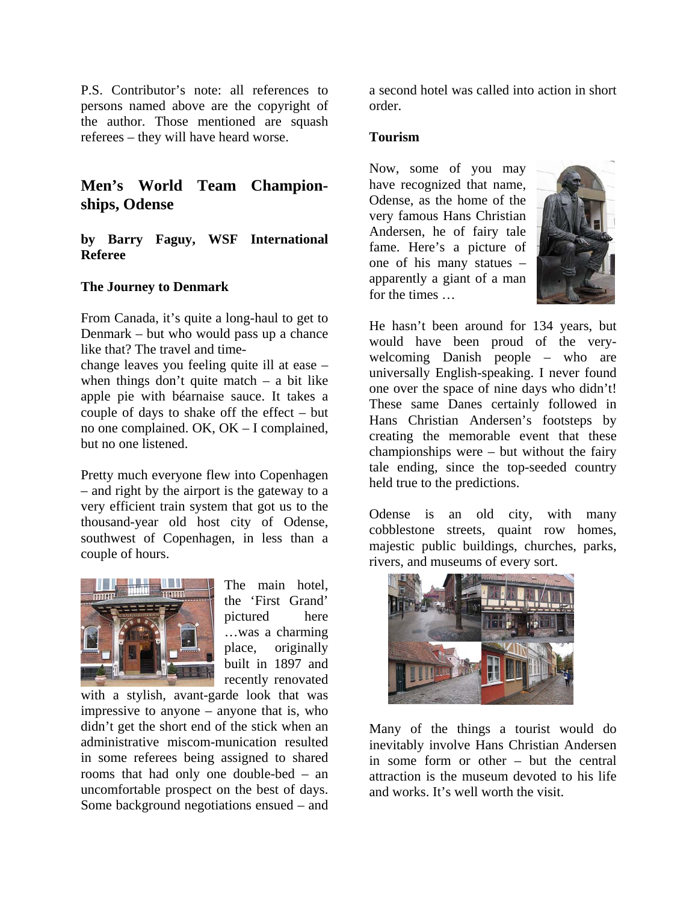P.S. Contributor's note: all references to persons named above are the copyright of the author. Those mentioned are squash referees – they will have heard worse.

## Men's World Team Championships, Odense

**by Barry Faguy, WSF International Referee**

### The Journey to Denmark

From Canada, it's quite a long-haul to get to Denmark – but who would pass up a chance like that? The travel and time-change leaves you feeling quite ill at ease – when things don't quite match – a bit like apple pie with béarnaise sauce. It takes a couple of days to shake off the effect – but no one complained. OK, OK – I complained, but no one listened.

Pretty much everyone flew into Copenhagen – and right by the airport is the gateway to a very efficient train system that got us to the thousand-year old host city of Odense, southwest of Copenhagen, in less than a couple of hours.

The main hotel, the 'First Grand' pictured here …was a charming place, originally built in 1897 and recently renovated with a stylish, avant-garde look that was impressive to anyone – anyone that is, who didn't get the short end of the stick when an administrative miscom-munication resulted in some referees being assigned to shared rooms that had only one double-bed – an uncomfortable prospect on the best of days. Some background negotiations ensued – and a second hotel was called into action in short order.

### Tourism

Now, some of you may have recognized that name, Odense, as the home of the very famous Hans Christian Andersen, he of fairy tale fame. Here's a picture of one of his many statues – apparently a giant of a man for the times …

He hasn't been around for 134 years, but would have been proud of the very-welcoming Danish people – who are universally English-speaking. I never found one over the space of nine days who didn't! These same Danes certainly followed in Hans Christian Andersen's footsteps by creating the memorable event that these championships were – but without the fairy tale ending, since the top-seeded country held true to the predictions.

Odense is an old city, with many cobblestone streets, quaint row homes, majestic public buildings, churches, parks, rivers, and museums of every sort.

Many of the things a tourist would do inevitably involve Hans Christian Andersen in some form or other – but the central attraction is the museum devoted to his life and works. It's well worth the visit.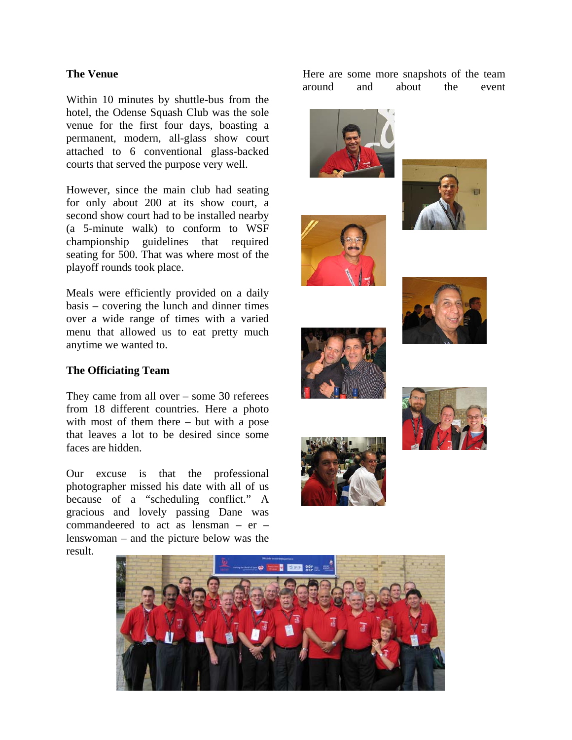### The Venue

Within 10 minutes by shuttle-bus from the hotel, the Odense Squash Club was the sole venue for the first four days, boasting a permanent, modern, all-glass show court attached to 6 conventional glass-backed courts that served the purpose very well.

However, since the main club had seating for only about 200 at its show court, a second show court had to be installed nearby (a 5-minute walk) to conform to WSF championship guidelines that required seating for 500. That was where most of the playoff rounds took place.

Meals were efficiently provided on a daily basis – covering the lunch and dinner times over a wide range of times with a varied menu that allowed us to eat pretty much anytime we wanted to.

### The Officiating Team

They came from all over – some 30 referees from 18 different countries. Here a photo with most of them there – but with a pose that leaves a lot to be desired since some faces are hidden.

Our excuse is that the professional photographer missed his date with all of us because of a "scheduling conflict." A gracious and lovely passing Dane was commandeered to act as lensman – er – lenswoman – and the picture below was the result.

Here are some more snapshots of the team around and about the event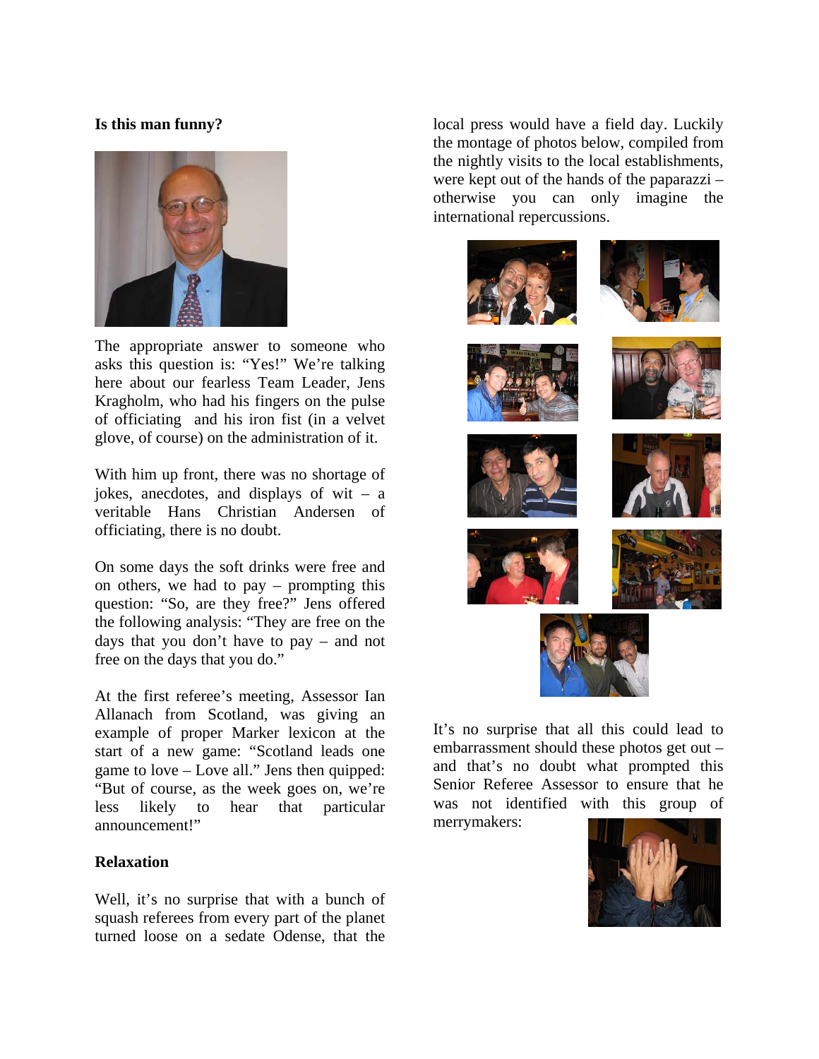**Is this man funny?**

The appropriate answer to someone who asks this question is: "Yes!" We're talking here about our fearless Team Leader, Jens Kragholm, who had his fingers on the pulse of officiating and his iron fist (in a velvet glove, of course) on the administration of it.

With him up front, there was no shortage of jokes, anecdotes, and displays of wit – a veritable Hans Christian Andersen of officiating, there is no doubt.

On some days the soft drinks were free and on others, we had to pay – prompting this question: "So, are they free?" Jens offered the following analysis: "They are free on the days that you don't have to pay – and not free on the days that you do."

At the first referee's meeting, Assessor Ian Allanach from Scotland, was giving an example of proper Marker lexicon at the start of a new game: "Scotland leads one game to love – Love all." Jens then quipped: "But of course, as the week goes on, we're less likely to hear that particular announcement!"

**Relaxation**

Well, it's no surprise that with a bunch of squash referees from every part of the planet turned loose on a sedate Odense, that the local press would have a field day. Luckily the montage of photos below, compiled from the nightly visits to the local establishments, were kept out of the hands of the paparazzi – otherwise you can only imagine the international repercussions.

It's no surprise that all this could lead to embarrassment should these photos get out – and that's no doubt what prompted this Senior Referee Assessor to ensure that he was not identified with this group of merrymakers: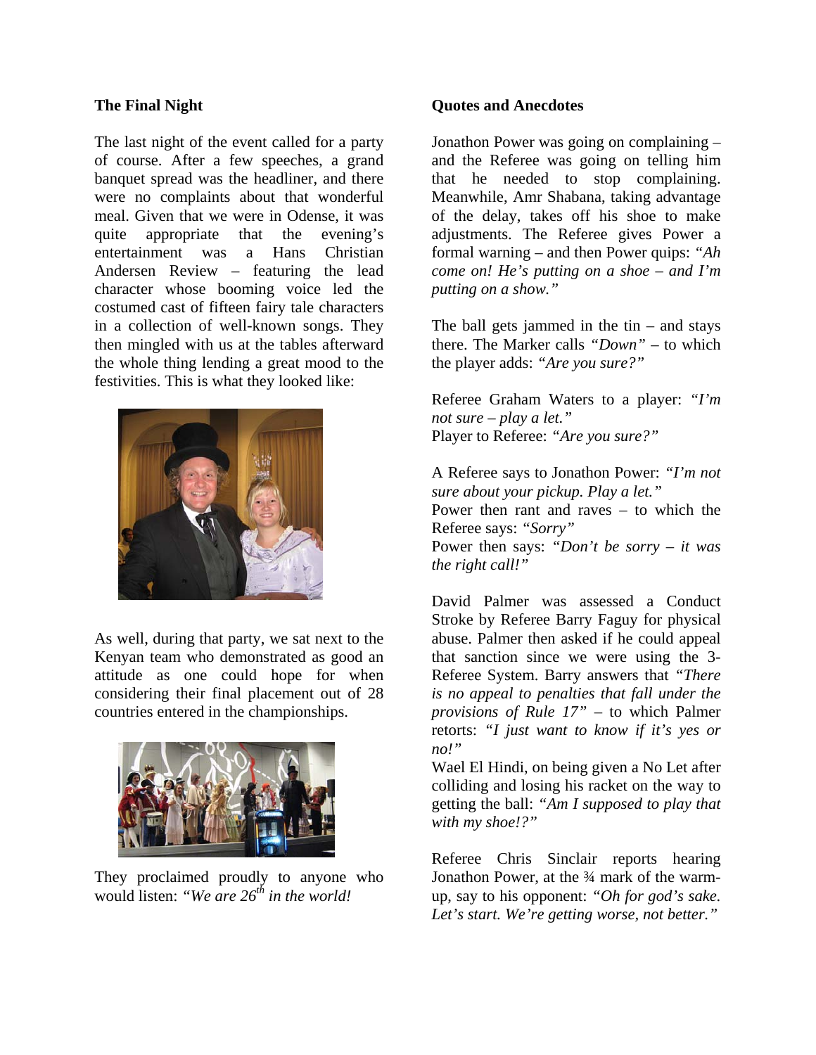## The Final Night

The last night of the event called for a party of course. After a few speeches, a grand banquet spread was the headliner, and there were no complaints about that wonderful meal. Given that we were in Odense, it was quite appropriate that the evening's entertainment was a Hans Christian Andersen Review – featuring the lead character whose booming voice led the costumed cast of fifteen fairy tale characters in a collection of well-known songs. They then mingled with us at the tables afterward the whole thing lending a great mood to the festivities. This is what they looked like:

As well, during that party, we sat next to the Kenyan team who demonstrated as good an attitude as one could hope for when considering their final placement out of 28 countries entered in the championships.

They proclaimed proudly to anyone who would listen: *"We are 26th in the world!*

## Quotes and Anecdotes

Jonathon Power was going on complaining – and the Referee was going on telling him that he needed to stop complaining. Meanwhile, Amr Shabana, taking advantage of the delay, takes off his shoe to make adjustments. The Referee gives Power a formal warning – and then Power quips: *"Ah come on! He's putting on a shoe – and I'm putting on a show."*

The ball gets jammed in the tin – and stays there. The Marker calls *"Down"* – to which the player adds: *"Are you sure?"*

Referee Graham Waters to a player: *"I'm not sure – play a let."*
Player to Referee: *"Are you sure?"*

A Referee says to Jonathon Power: *"I'm not sure about your pickup. Play a let."*
Power then rant and raves – to which the Referee says: *"Sorry"*
Power then says: *"Don't be sorry – it was the right call!"*

David Palmer was assessed a Conduct Stroke by Referee Barry Faguy for physical abuse. Palmer then asked if he could appeal that sanction since we were using the 3-Referee System. Barry answers that *"There is no appeal to penalties that fall under the provisions of Rule 17"* – to which Palmer retorts: *"I just want to know if it's yes or no!"*
Wael El Hindi, on being given a No Let after colliding and losing his racket on the way to getting the ball: *"Am I supposed to play that with my shoe!?"*

Referee Chris Sinclair reports hearing Jonathon Power, at the ¾ mark of the warm-up, say to his opponent: *"Oh for god's sake. Let's start. We're getting worse, not better."*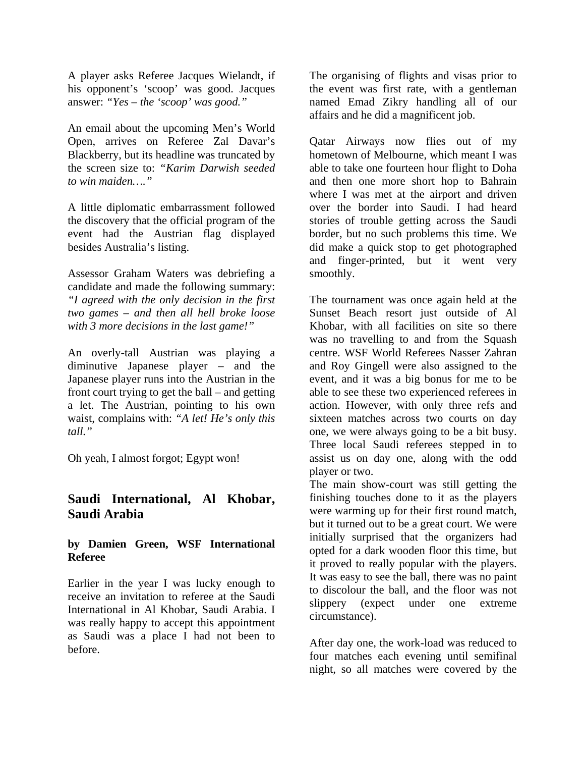A player asks Referee Jacques Wielandt, if his opponent's 'scoop' was good. Jacques answer: *"Yes – the 'scoop' was good."*

An email about the upcoming Men's World Open, arrives on Referee Zal Davar's Blackberry, but its headline was truncated by the screen size to: *"Karim Darwish seeded to win maiden…."*

A little diplomatic embarrassment followed the discovery that the official program of the event had the Austrian flag displayed besides Australia's listing.

Assessor Graham Waters was debriefing a candidate and made the following summary: *"I agreed with the only decision in the first two games – and then all hell broke loose with 3 more decisions in the last game!"*

An overly-tall Austrian was playing a diminutive Japanese player – and the Japanese player runs into the Austrian in the front court trying to get the ball – and getting a let. The Austrian, pointing to his own waist, complains with: *"A let! He's only this tall."*

Oh yeah, I almost forgot; Egypt won!

## Saudi International, Al Khobar, Saudi Arabia

**by Damien Green, WSF International Referee**

Earlier in the year I was lucky enough to receive an invitation to referee at the Saudi International in Al Khobar, Saudi Arabia. I was really happy to accept this appointment as Saudi was a place I had not been to before.

The organising of flights and visas prior to the event was first rate, with a gentleman named Emad Zikry handling all of our affairs and he did a magnificent job.

Qatar Airways now flies out of my hometown of Melbourne, which meant I was able to take one fourteen hour flight to Doha and then one more short hop to Bahrain where I was met at the airport and driven over the border into Saudi. I had heard stories of trouble getting across the Saudi border, but no such problems this time. We did make a quick stop to get photographed and finger-printed, but it went very smoothly.

The tournament was once again held at the Sunset Beach resort just outside of Al Khobar, with all facilities on site so there was no travelling to and from the Squash centre. WSF World Referees Nasser Zahran and Roy Gingell were also assigned to the event, and it was a big bonus for me to be able to see these two experienced referees in action. However, with only three refs and sixteen matches across two courts on day one, we were always going to be a bit busy. Three local Saudi referees stepped in to assist us on day one, along with the odd player or two.

The main show-court was still getting the finishing touches done to it as the players were warming up for their first round match, but it turned out to be a great court. We were initially surprised that the organizers had opted for a dark wooden floor this time, but it proved to really popular with the players. It was easy to see the ball, there was no paint to discolour the ball, and the floor was not slippery (expect under one extreme circumstance).

After day one, the work-load was reduced to four matches each evening until semifinal night, so all matches were covered by the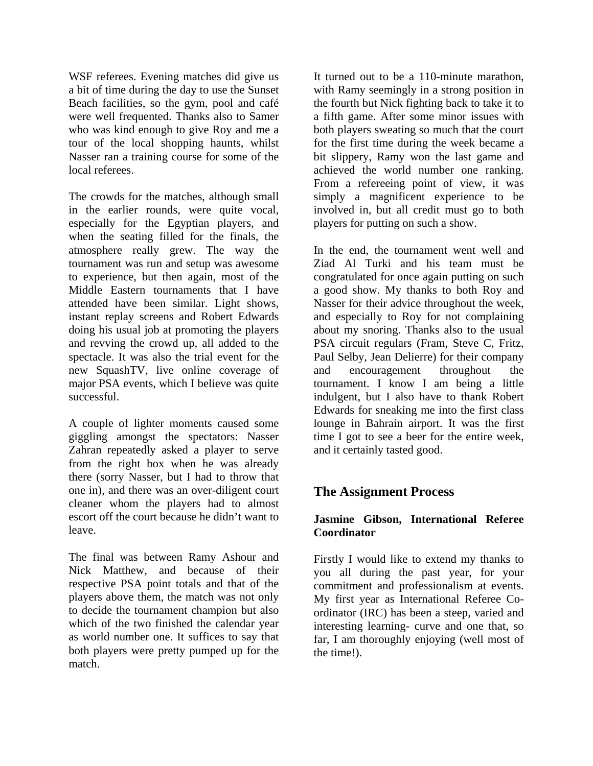WSF referees. Evening matches did give us a bit of time during the day to use the Sunset Beach facilities, so the gym, pool and café were well frequented. Thanks also to Samer who was kind enough to give Roy and me a tour of the local shopping haunts, whilst Nasser ran a training course for some of the local referees.

The crowds for the matches, although small in the earlier rounds, were quite vocal, especially for the Egyptian players, and when the seating filled for the finals, the atmosphere really grew. The way the tournament was run and setup was awesome to experience, but then again, most of the Middle Eastern tournaments that I have attended have been similar. Light shows, instant replay screens and Robert Edwards doing his usual job at promoting the players and revving the crowd up, all added to the spectacle. It was also the trial event for the new SquashTV, live online coverage of major PSA events, which I believe was quite successful.

A couple of lighter moments caused some giggling amongst the spectators: Nasser Zahran repeatedly asked a player to serve from the right box when he was already there (sorry Nasser, but I had to throw that one in), and there was an over-diligent court cleaner whom the players had to almost escort off the court because he didn't want to leave.

The final was between Ramy Ashour and Nick Matthew, and because of their respective PSA point totals and that of the players above them, the match was not only to decide the tournament champion but also which of the two finished the calendar year as world number one. It suffices to say that both players were pretty pumped up for the match.

It turned out to be a 110-minute marathon, with Ramy seemingly in a strong position in the fourth but Nick fighting back to take it to a fifth game. After some minor issues with both players sweating so much that the court for the first time during the week became a bit slippery, Ramy won the last game and achieved the world number one ranking. From a refereeing point of view, it was simply a magnificent experience to be involved in, but all credit must go to both players for putting on such a show.

In the end, the tournament went well and Ziad Al Turki and his team must be congratulated for once again putting on such a good show. My thanks to both Roy and Nasser for their advice throughout the week, and especially to Roy for not complaining about my snoring. Thanks also to the usual PSA circuit regulars (Fram, Steve C, Fritz, Paul Selby, Jean Delierre) for their company and encouragement throughout the tournament. I know I am being a little indulgent, but I also have to thank Robert Edwards for sneaking me into the first class lounge in Bahrain airport. It was the first time I got to see a beer for the entire week, and it certainly tasted good.

## The Assignment Process

**Jasmine Gibson, International Referee Coordinator**

Firstly I would like to extend my thanks to you all during the past year, for your commitment and professionalism at events. My first year as International Referee Co-ordinator (IRC) has been a steep, varied and interesting learning- curve and one that, so far, I am thoroughly enjoying (well most of the time!).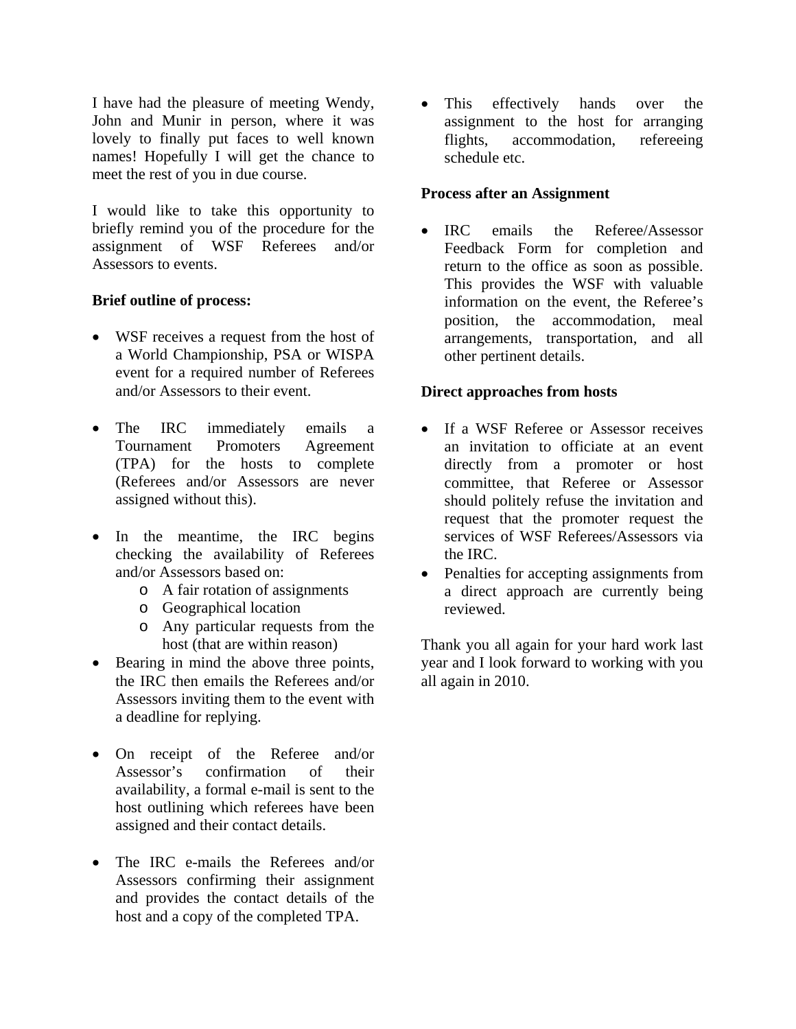I have had the pleasure of meeting Wendy, John and Munir in person, where it was lovely to finally put faces to well known names! Hopefully I will get the chance to meet the rest of you in due course.

I would like to take this opportunity to briefly remind you of the procedure for the assignment of WSF Referees and/or Assessors to events.

**Brief outline of process:**

- WSF receives a request from the host of a World Championship, PSA or WISPA event for a required number of Referees and/or Assessors to their event.

- The IRC immediately emails a Tournament Promoters Agreement (TPA) for the hosts to complete (Referees and/or Assessors are never assigned without this).

- In the meantime, the IRC begins checking the availability of Referees and/or Assessors based on:
  - A fair rotation of assignments
  - Geographical location
  - Any particular requests from the host (that are within reason)
- Bearing in mind the above three points, the IRC then emails the Referees and/or Assessors inviting them to the event with a deadline for replying.

- On receipt of the Referee and/or Assessor's confirmation of their availability, a formal e-mail is sent to the host outlining which referees have been assigned and their contact details.

- The IRC e-mails the Referees and/or Assessors confirming their assignment and provides the contact details of the host and a copy of the completed TPA.

- This effectively hands over the assignment to the host for arranging flights, accommodation, refereeing schedule etc.

**Process after an Assignment**

- IRC emails the Referee/Assessor Feedback Form for completion and return to the office as soon as possible. This provides the WSF with valuable information on the event, the Referee's position, the accommodation, meal arrangements, transportation, and all other pertinent details.

**Direct approaches from hosts**

- If a WSF Referee or Assessor receives an invitation to officiate at an event directly from a promoter or host committee, that Referee or Assessor should politely refuse the invitation and request that the promoter request the services of WSF Referees/Assessors via the IRC.
- Penalties for accepting assignments from a direct approach are currently being reviewed.

Thank you all again for your hard work last year and I look forward to working with you all again in 2010.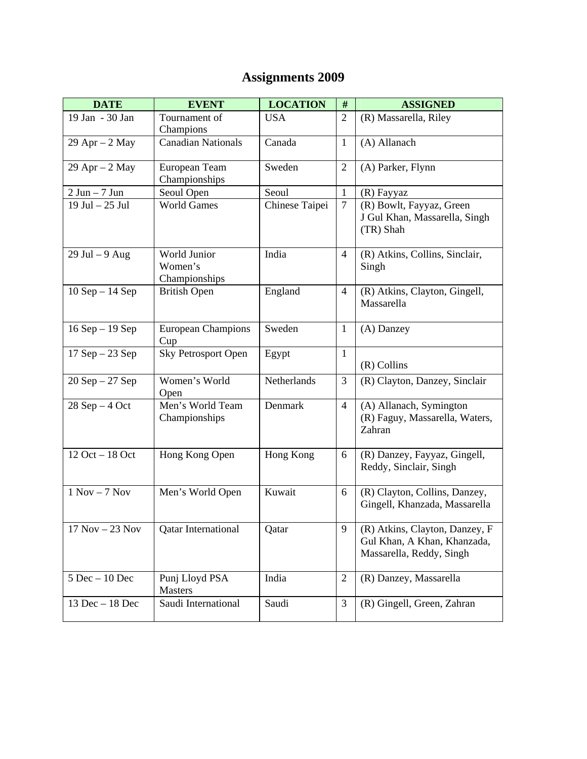# Assignments 2009

| DATE | EVENT | LOCATION | # | ASSIGNED |
|---|---|---|---|---|
| 19 Jan - 30 Jan | Tournament of Champions | USA | 2 | (R) Massarella, Riley |
| 29 Apr – 2 May | Canadian Nationals | Canada | 1 | (A) Allanach |
| 29 Apr – 2 May | European Team Championships | Sweden | 2 | (A) Parker, Flynn |
| 2 Jun – 7 Jun | Seoul Open | Seoul | 1 | (R) Fayyaz |
| 19 Jul – 25 Jul | World Games | Chinese Taipei | 7 | (R) Bowlt, Fayyaz, Green J Gul Khan, Massarella, Singh (TR) Shah |
| 29 Jul – 9 Aug | World Junior Women's Championships | India | 4 | (R) Atkins, Collins, Sinclair, Singh |
| 10 Sep – 14 Sep | British Open | England | 4 | (R) Atkins, Clayton, Gingell, Massarella |
| 16 Sep – 19 Sep | European Champions Cup | Sweden | 1 | (A) Danzey |
| 17 Sep – 23 Sep | Sky Petrosport Open | Egypt | 1 | (R) Collins |
| 20 Sep – 27 Sep | Women's World Open | Netherlands | 3 | (R) Clayton, Danzey, Sinclair |
| 28 Sep – 4 Oct | Men's World Team Championships | Denmark | 4 | (A) Allanach, Symington (R) Faguy, Massarella, Waters, Zahran |
| 12 Oct – 18 Oct | Hong Kong Open | Hong Kong | 6 | (R) Danzey, Fayyaz, Gingell, Reddy, Sinclair, Singh |
| 1 Nov – 7 Nov | Men's World Open | Kuwait | 6 | (R) Clayton, Collins, Danzey, Gingell, Khanzada, Massarella |
| 17 Nov – 23 Nov | Qatar International | Qatar | 9 | (R) Atkins, Clayton, Danzey, F Gul Khan, A Khan, Khanzada, Massarella, Reddy, Singh |
| 5 Dec – 10 Dec | Punj Lloyd PSA Masters | India | 2 | (R) Danzey, Massarella |
| 13 Dec – 18 Dec | Saudi International | Saudi | 3 | (R) Gingell, Green, Zahran |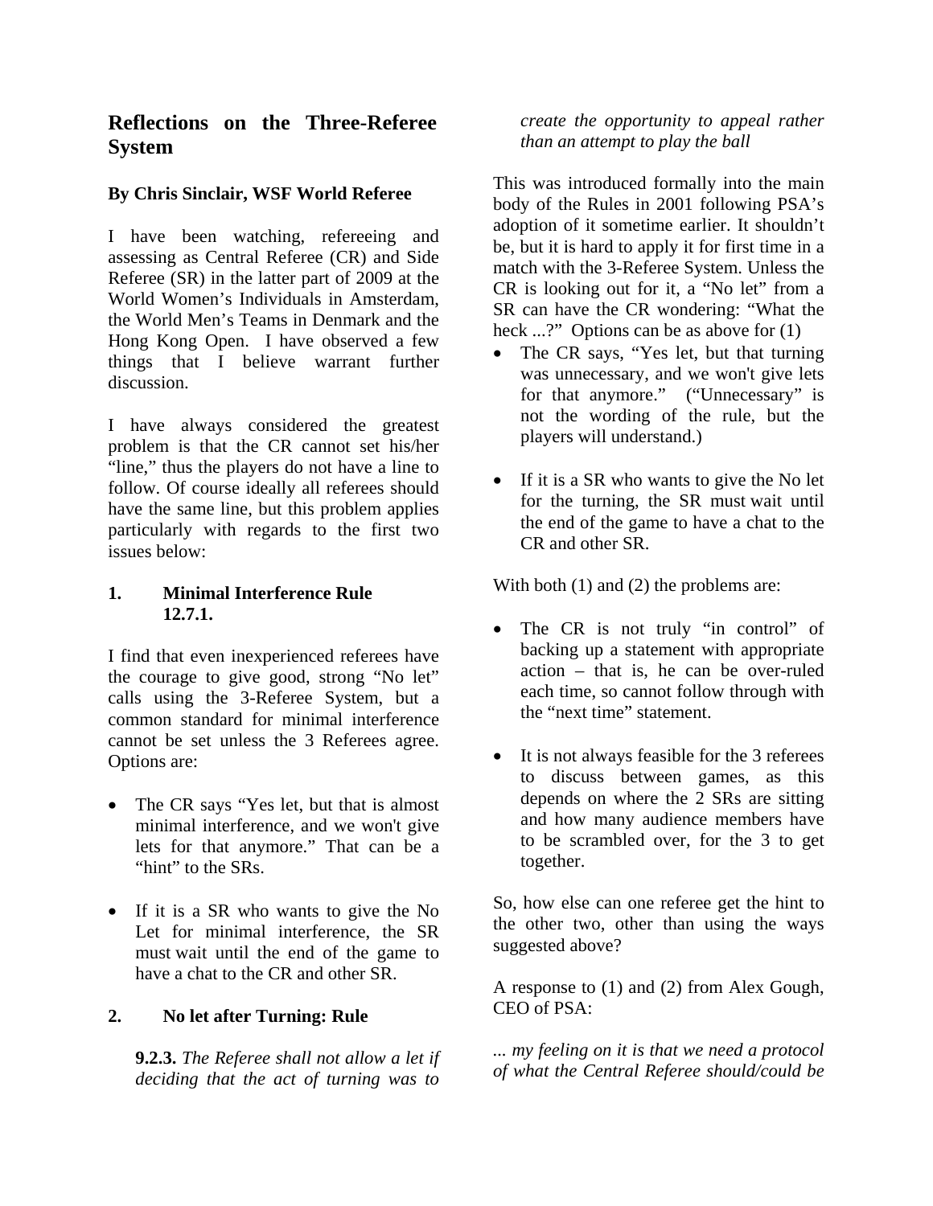## Reflections on the Three-Referee System

**By Chris Sinclair, WSF World Referee**

I have been watching, refereeing and assessing as Central Referee (CR) and Side Referee (SR) in the latter part of 2009 at the World Women's Individuals in Amsterdam, the World Men's Teams in Denmark and the Hong Kong Open. I have observed a few things that I believe warrant further discussion.

I have always considered the greatest problem is that the CR cannot set his/her "line," thus the players do not have a line to follow. Of course ideally all referees should have the same line, but this problem applies particularly with regards to the first two issues below:

### 1. Minimal Interference Rule 12.7.1.

I find that even inexperienced referees have the courage to give good, strong "No let" calls using the 3-Referee System, but a common standard for minimal interference cannot be set unless the 3 Referees agree. Options are:

- The CR says "Yes let, but that is almost minimal interference, and we won't give lets for that anymore." That can be a "hint" to the SRs.
- If it is a SR who wants to give the No Let for minimal interference, the SR must wait until the end of the game to have a chat to the CR and other SR.

### 2. No let after Turning: Rule

**9.2.3.** *The Referee shall not allow a let if deciding that the act of turning was to create the opportunity to appeal rather than an attempt to play the ball*

This was introduced formally into the main body of the Rules in 2001 following PSA's adoption of it sometime earlier. It shouldn't be, but it is hard to apply it for first time in a match with the 3-Referee System. Unless the CR is looking out for it, a "No let" from a SR can have the CR wondering: "What the heck ...?" Options can be as above for (1)

- The CR says, "Yes let, but that turning was unnecessary, and we won't give lets for that anymore." ("Unnecessary" is not the wording of the rule, but the players will understand.)
- If it is a SR who wants to give the No let for the turning, the SR must wait until the end of the game to have a chat to the CR and other SR.

With both (1) and (2) the problems are:

- The CR is not truly "in control" of backing up a statement with appropriate action – that is, he can be over-ruled each time, so cannot follow through with the "next time" statement.
- It is not always feasible for the 3 referees to discuss between games, as this depends on where the 2 SRs are sitting and how many audience members have to be scrambled over, for the 3 to get together.

So, how else can one referee get the hint to the other two, other than using the ways suggested above?

A response to (1) and (2) from Alex Gough, CEO of PSA:

*... my feeling on it is that we need a protocol of what the Central Referee should/could be*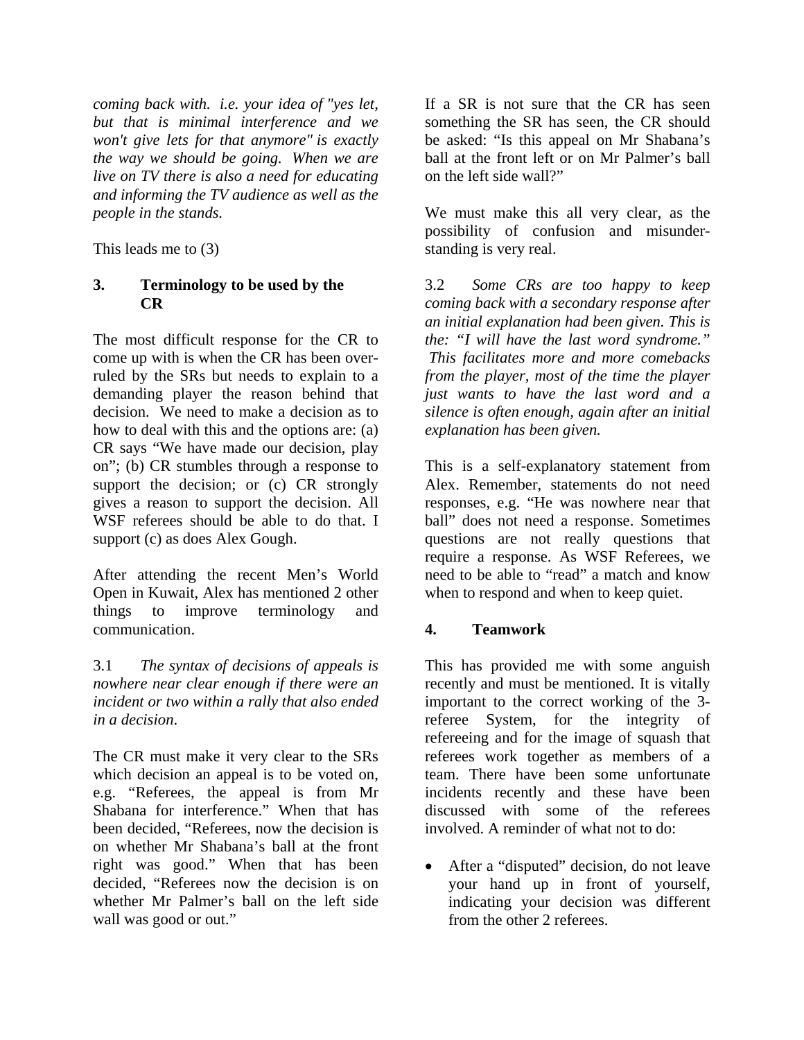*coming back with. i.e. your idea of "yes let, but that is minimal interference and we won't give lets for that anymore" is exactly the way we should be going. When we are live on TV there is also a need for educating and informing the TV audience as well as the people in the stands.*

This leads me to (3)

## 3. Terminology to be used by the CR

The most difficult response for the CR to come up with is when the CR has been overruled by the SRs but needs to explain to a demanding player the reason behind that decision. We need to make a decision as to how to deal with this and the options are: (a) CR says "We have made our decision, play on"; (b) CR stumbles through a response to support the decision; or (c) CR strongly gives a reason to support the decision. All WSF referees should be able to do that. I support (c) as does Alex Gough.

After attending the recent Men's World Open in Kuwait, Alex has mentioned 2 other things to improve terminology and communication.

3.1 *The syntax of decisions of appeals is nowhere near clear enough if there were an incident or two within a rally that also ended in a decision.*

The CR must make it very clear to the SRs which decision an appeal is to be voted on, e.g. "Referees, the appeal is from Mr Shabana for interference." When that has been decided, "Referees, now the decision is on whether Mr Shabana's ball at the front right was good." When that has been decided, "Referees now the decision is on whether Mr Palmer's ball on the left side wall was good or out."

If a SR is not sure that the CR has seen something the SR has seen, the CR should be asked: "Is this appeal on Mr Shabana's ball at the front left or on Mr Palmer's ball on the left side wall?"

We must make this all very clear, as the possibility of confusion and misunderstanding is very real.

3.2 *Some CRs are too happy to keep coming back with a secondary response after an initial explanation had been given. This is the: "I will have the last word syndrome." This facilitates more and more comebacks from the player, most of the time the player just wants to have the last word and a silence is often enough, again after an initial explanation has been given.*

This is a self-explanatory statement from Alex. Remember, statements do not need responses, e.g. "He was nowhere near that ball" does not need a response. Sometimes questions are not really questions that require a response. As WSF Referees, we need to be able to "read" a match and know when to respond and when to keep quiet.

## 4. Teamwork

This has provided me with some anguish recently and must be mentioned. It is vitally important to the correct working of the 3-referee System, for the integrity of refereeing and for the image of squash that referees work together as members of a team. There have been some unfortunate incidents recently and these have been discussed with some of the referees involved. A reminder of what not to do:

- After a "disputed" decision, do not leave your hand up in front of yourself, indicating your decision was different from the other 2 referees.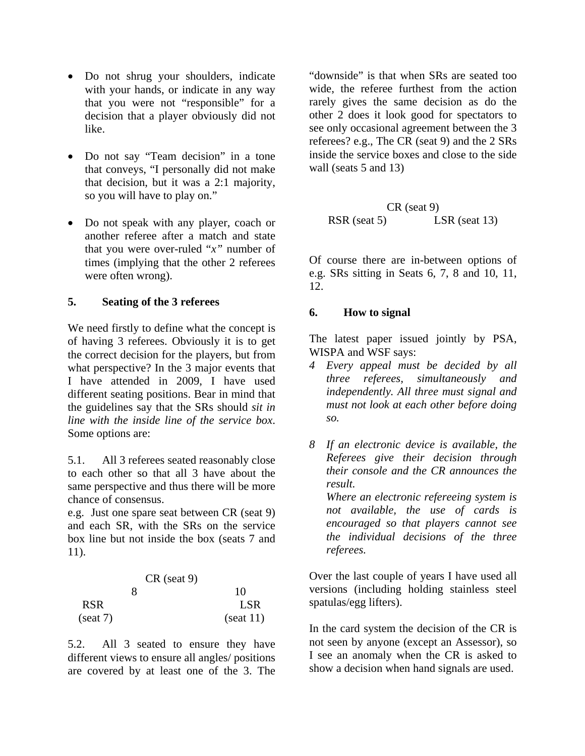- Do not shrug your shoulders, indicate with your hands, or indicate in any way that you were not "responsible" for a decision that a player obviously did not like.

- Do not say "Team decision" in a tone that conveys, "I personally did not make that decision, but it was a 2:1 majority, so you will have to play on."

- Do not speak with any player, coach or another referee after a match and state that you were over-ruled "*x*" number of times (implying that the other 2 referees were often wrong).

## 5. Seating of the 3 referees

We need firstly to define what the concept is of having 3 referees. Obviously it is to get the correct decision for the players, but from what perspective? In the 3 major events that I have attended in 2009, I have used different seating positions. Bear in mind that the guidelines say that the SRs should *sit in line with the inside line of the service box*. Some options are:

5.1. All 3 referees seated reasonably close to each other so that all 3 have about the same perspective and thus there will be more chance of consensus.
e.g. Just one spare seat between CR (seat 9) and each SR, with the SRs on the service box line but not inside the box (seats 7 and 11).

```
            CR (seat 9)
      8                 10
RSR                        LSR
(seat 7)                   (seat 11)
```

5.2. All 3 seated to ensure they have different views to ensure all angles/ positions are covered by at least one of the 3. The "downside" is that when SRs are seated too wide, the referee furthest from the action rarely gives the same decision as do the other 2 does it look good for spectators to see only occasional agreement between the 3 referees? e.g., The CR (seat 9) and the 2 SRs inside the service boxes and close to the side wall (seats 5 and 13)

```
          CR (seat 9)
RSR (seat 5)          LSR (seat 13)
```

Of course there are in-between options of e.g. SRs sitting in Seats 6, 7, 8 and 10, 11, 12.

## 6. How to signal

The latest paper issued jointly by PSA, WISPA and WSF says:

4 *Every appeal must be decided by all three referees, simultaneously and independently. All three must signal and must not look at each other before doing so.*

8 *If an electronic device is available, the Referees give their decision through their console and the CR announces the result.*
*Where an electronic refereeing system is not available, the use of cards is encouraged so that players cannot see the individual decisions of the three referees.*

Over the last couple of years I have used all versions (including holding stainless steel spatulas/egg lifters).

In the card system the decision of the CR is not seen by anyone (except an Assessor), so I see an anomaly when the CR is asked to show a decision when hand signals are used.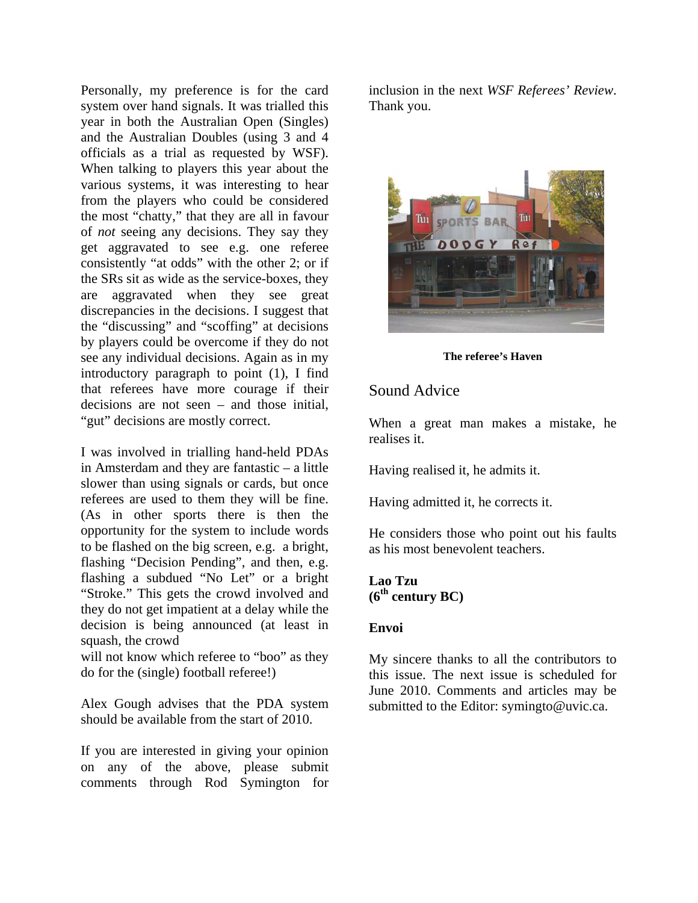Personally, my preference is for the card system over hand signals. It was trialled this year in both the Australian Open (Singles) and the Australian Doubles (using 3 and 4 officials as a trial as requested by WSF). When talking to players this year about the various systems, it was interesting to hear from the players who could be considered the most "chatty," that they are all in favour of *not* seeing any decisions. They say they get aggravated to see e.g. one referee consistently "at odds" with the other 2; or if the SRs sit as wide as the service-boxes, they are aggravated when they see great discrepancies in the decisions. I suggest that the "discussing" and "scoffing" at decisions by players could be overcome if they do not see any individual decisions. Again as in my introductory paragraph to point (1), I find that referees have more courage if their decisions are not seen – and those initial, "gut" decisions are mostly correct.

I was involved in trialling hand-held PDAs in Amsterdam and they are fantastic – a little slower than using signals or cards, but once referees are used to them they will be fine. (As in other sports there is then the opportunity for the system to include words to be flashed on the big screen, e.g. a bright, flashing "Decision Pending", and then, e.g. flashing a subdued "No Let" or a bright "Stroke." This gets the crowd involved and they do not get impatient at a delay while the decision is being announced (at least in squash, the crowd will not know which referee to "boo" as they do for the (single) football referee!)

Alex Gough advises that the PDA system should be available from the start of 2010.

If you are interested in giving your opinion on any of the above, please submit comments through Rod Symington for inclusion in the next *WSF Referees' Review*. Thank you.

**The referee's Haven**

## Sound Advice

When a great man makes a mistake, he realises it.

Having realised it, he admits it.

Having admitted it, he corrects it.

He considers those who point out his faults as his most benevolent teachers.

**Lao Tzu**
**(6th century BC)**

**Envoi**

My sincere thanks to all the contributors to this issue. The next issue is scheduled for June 2010. Comments and articles may be submitted to the Editor: symingto@uvic.ca.